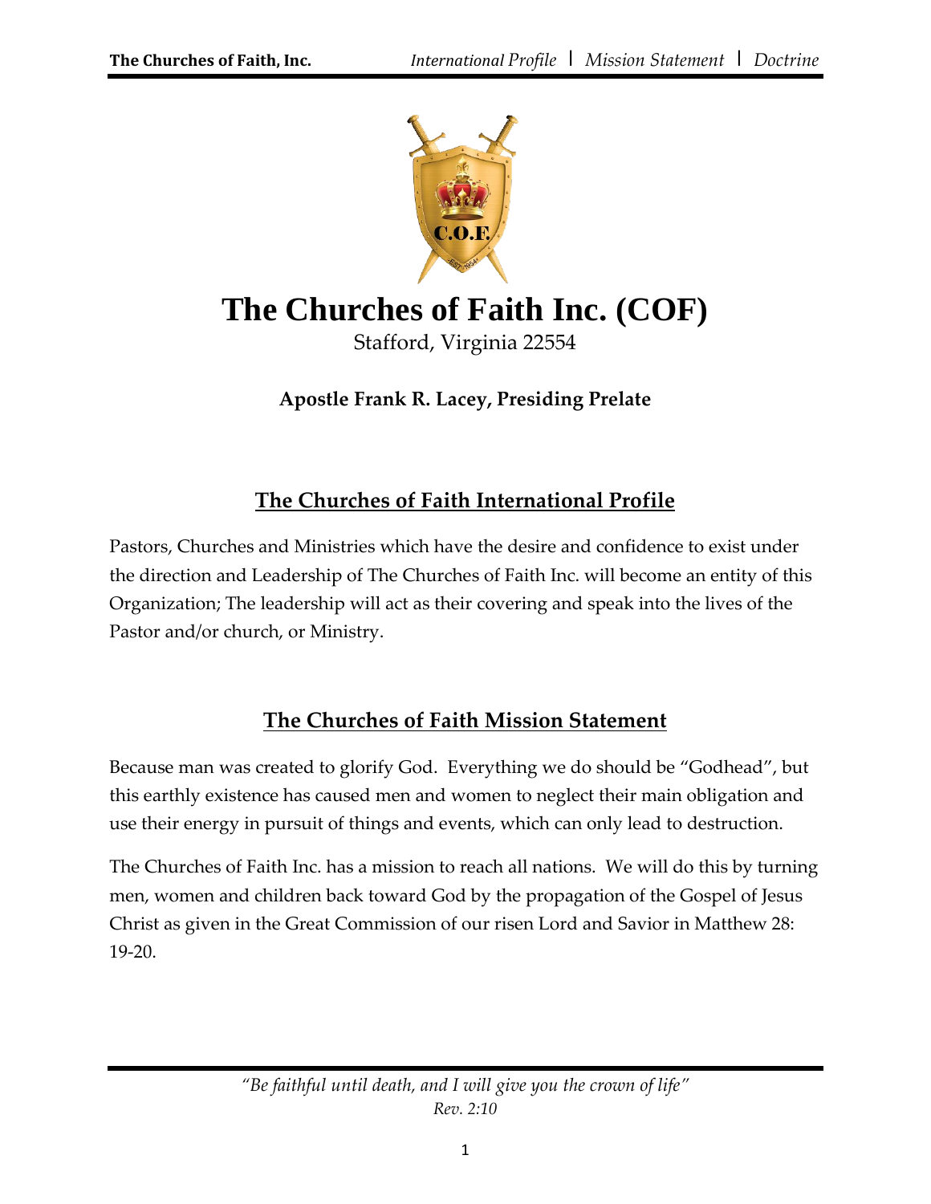# The Churches of Faith Inc. (COF)

Stafford, Virginia 22554

**Apostle Frank R. Lacey, Presiding Prelate**

## The Churches of Faith International Profile

Pastors, Churches and Ministries which have the desire and confidence to exist under the direction and Leadership of The Churches of Faith Inc. will become an entity of this Organization; The leadership will act as their covering and speak into the lives of the Pastor and/or church, or Ministry.

## The Churches of Faith Mission Statement

Because man was created to glorify God. Everything we do should be "Godhead", but this earthly existence has caused men and women to neglect their main obligation and use their energy in pursuit of things and events, which can only lead to destruction.

The Churches of Faith Inc. has a mission to reach all nations. We will do this by turning men, women and children back toward God by the propagation of the Gospel of Jesus Christ as given in the Great Commission of our risen Lord and Savior in Matthew 28: 19-20.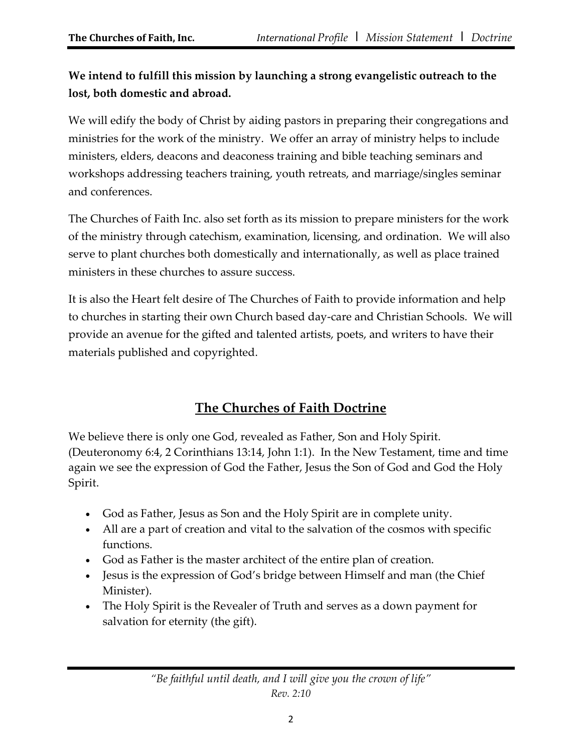**We intend to fulfill this mission by launching a strong evangelistic outreach to the lost, both domestic and abroad.**

We will edify the body of Christ by aiding pastors in preparing their congregations and ministries for the work of the ministry. We offer an array of ministry helps to include ministers, elders, deacons and deaconess training and bible teaching seminars and workshops addressing teachers training, youth retreats, and marriage/singles seminar and conferences.

The Churches of Faith Inc. also set forth as its mission to prepare ministers for the work of the ministry through catechism, examination, licensing, and ordination. We will also serve to plant churches both domestically and internationally, as well as place trained ministers in these churches to assure success.

It is also the Heart felt desire of The Churches of Faith to provide information and help to churches in starting their own Church based day-care and Christian Schools. We will provide an avenue for the gifted and talented artists, poets, and writers to have their materials published and copyrighted.

## The Churches of Faith Doctrine

We believe there is only one God, revealed as Father, Son and Holy Spirit. (Deuteronomy 6:4, 2 Corinthians 13:14, John 1:1). In the New Testament, time and time again we see the expression of God the Father, Jesus the Son of God and God the Holy Spirit.

- God as Father, Jesus as Son and the Holy Spirit are in complete unity.
- All are a part of creation and vital to the salvation of the cosmos with specific functions.
- God as Father is the master architect of the entire plan of creation.
- Jesus is the expression of God's bridge between Himself and man (the Chief Minister).
- The Holy Spirit is the Revealer of Truth and serves as a down payment for salvation for eternity (the gift).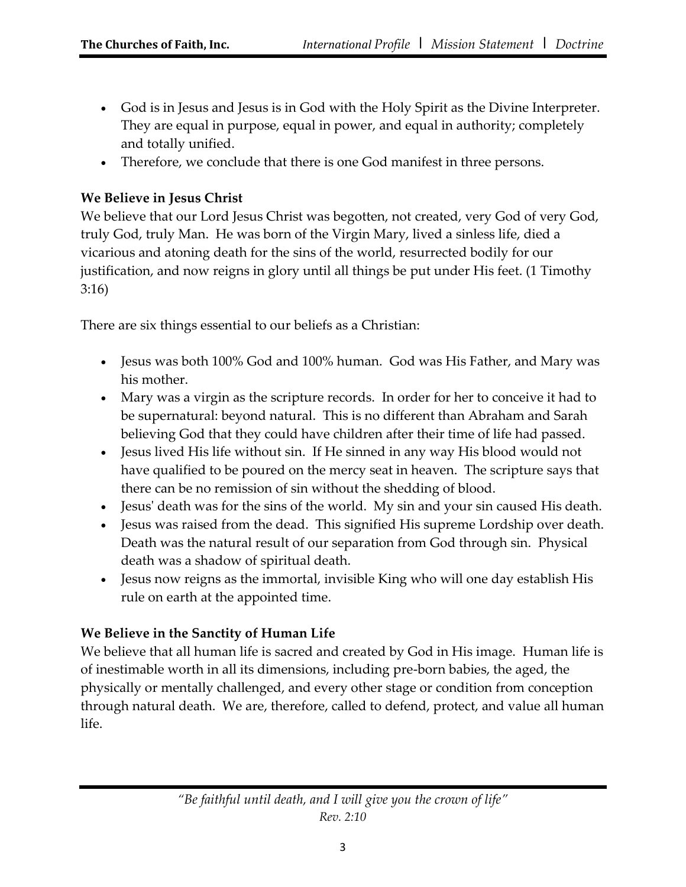- God is in Jesus and Jesus is in God with the Holy Spirit as the Divine Interpreter. They are equal in purpose, equal in power, and equal in authority; completely and totally unified.
- Therefore, we conclude that there is one God manifest in three persons.

**We Believe in Jesus Christ**

We believe that our Lord Jesus Christ was begotten, not created, very God of very God, truly God, truly Man. He was born of the Virgin Mary, lived a sinless life, died a vicarious and atoning death for the sins of the world, resurrected bodily for our justification, and now reigns in glory until all things be put under His feet. (1 Timothy 3:16)

There are six things essential to our beliefs as a Christian:

- Jesus was both 100% God and 100% human. God was His Father, and Mary was his mother.
- Mary was a virgin as the scripture records. In order for her to conceive it had to be supernatural: beyond natural. This is no different than Abraham and Sarah believing God that they could have children after their time of life had passed.
- Jesus lived His life without sin. If He sinned in any way His blood would not have qualified to be poured on the mercy seat in heaven. The scripture says that there can be no remission of sin without the shedding of blood.
- Jesus' death was for the sins of the world. My sin and your sin caused His death.
- Jesus was raised from the dead. This signified His supreme Lordship over death. Death was the natural result of our separation from God through sin. Physical death was a shadow of spiritual death.
- Jesus now reigns as the immortal, invisible King who will one day establish His rule on earth at the appointed time.

**We Believe in the Sanctity of Human Life**

We believe that all human life is sacred and created by God in His image. Human life is of inestimable worth in all its dimensions, including pre-born babies, the aged, the physically or mentally challenged, and every other stage or condition from conception through natural death. We are, therefore, called to defend, protect, and value all human life.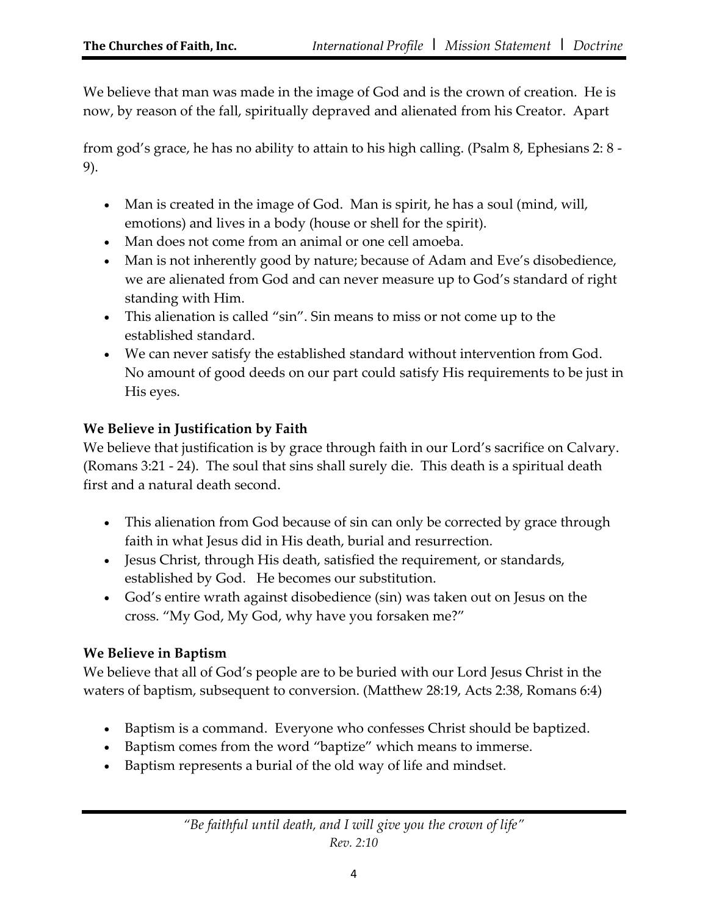We believe that man was made in the image of God and is the crown of creation. He is now, by reason of the fall, spiritually depraved and alienated from his Creator. Apart from god's grace, he has no ability to attain to his high calling. (Psalm 8, Ephesians 2: 8 - 9).

- Man is created in the image of God. Man is spirit, he has a soul (mind, will, emotions) and lives in a body (house or shell for the spirit).
- Man does not come from an animal or one cell amoeba.
- Man is not inherently good by nature; because of Adam and Eve's disobedience, we are alienated from God and can never measure up to God's standard of right standing with Him.
- This alienation is called "sin". Sin means to miss or not come up to the established standard.
- We can never satisfy the established standard without intervention from God. No amount of good deeds on our part could satisfy His requirements to be just in His eyes.

**We Believe in Justification by Faith**

We believe that justification is by grace through faith in our Lord's sacrifice on Calvary. (Romans 3:21 - 24). The soul that sins shall surely die. This death is a spiritual death first and a natural death second.

- This alienation from God because of sin can only be corrected by grace through faith in what Jesus did in His death, burial and resurrection.
- Jesus Christ, through His death, satisfied the requirement, or standards, established by God. He becomes our substitution.
- God's entire wrath against disobedience (sin) was taken out on Jesus on the cross. "My God, My God, why have you forsaken me?"

**We Believe in Baptism**

We believe that all of God's people are to be buried with our Lord Jesus Christ in the waters of baptism, subsequent to conversion. (Matthew 28:19, Acts 2:38, Romans 6:4)

- Baptism is a command. Everyone who confesses Christ should be baptized.
- Baptism comes from the word "baptize" which means to immerse.
- Baptism represents a burial of the old way of life and mindset.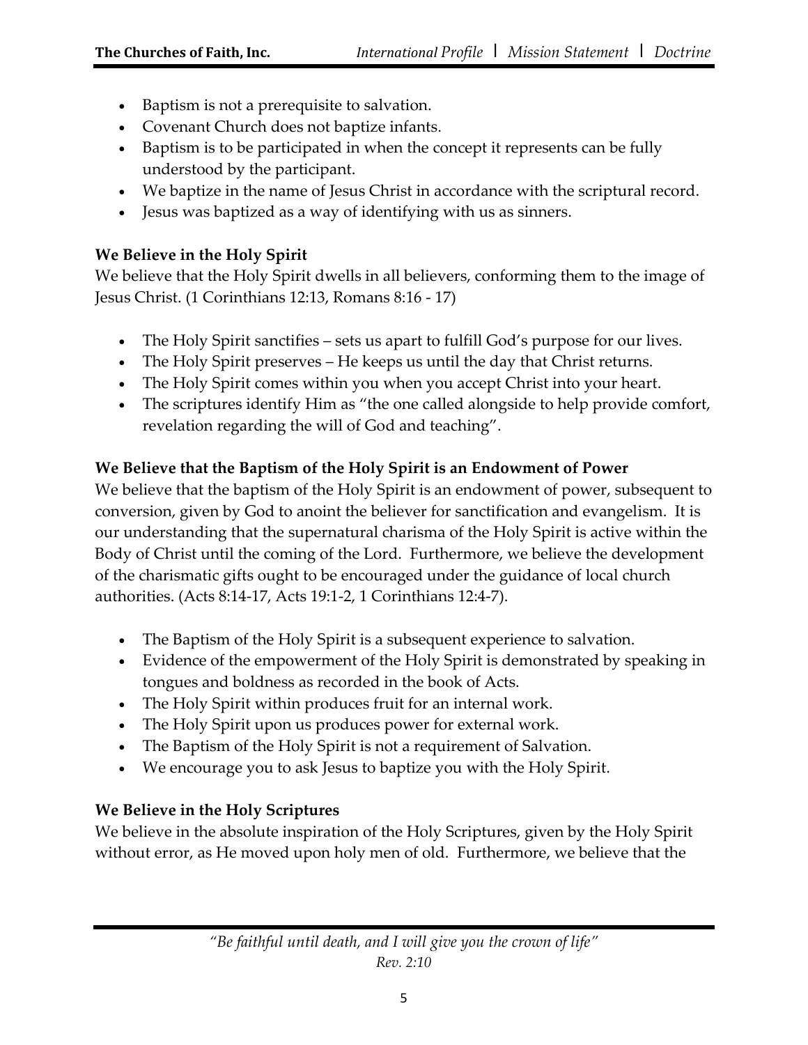- Baptism is not a prerequisite to salvation.
- Covenant Church does not baptize infants.
- Baptism is to be participated in when the concept it represents can be fully understood by the participant.
- We baptize in the name of Jesus Christ in accordance with the scriptural record.
- Jesus was baptized as a way of identifying with us as sinners.

**We Believe in the Holy Spirit**

We believe that the Holy Spirit dwells in all believers, conforming them to the image of Jesus Christ. (1 Corinthians 12:13, Romans 8:16 - 17)

- The Holy Spirit sanctifies – sets us apart to fulfill God's purpose for our lives.
- The Holy Spirit preserves – He keeps us until the day that Christ returns.
- The Holy Spirit comes within you when you accept Christ into your heart.
- The scriptures identify Him as "the one called alongside to help provide comfort, revelation regarding the will of God and teaching".

**We Believe that the Baptism of the Holy Spirit is an Endowment of Power**

We believe that the baptism of the Holy Spirit is an endowment of power, subsequent to conversion, given by God to anoint the believer for sanctification and evangelism. It is our understanding that the supernatural charisma of the Holy Spirit is active within the Body of Christ until the coming of the Lord. Furthermore, we believe the development of the charismatic gifts ought to be encouraged under the guidance of local church authorities. (Acts 8:14-17, Acts 19:1-2, 1 Corinthians 12:4-7).

- The Baptism of the Holy Spirit is a subsequent experience to salvation.
- Evidence of the empowerment of the Holy Spirit is demonstrated by speaking in tongues and boldness as recorded in the book of Acts.
- The Holy Spirit within produces fruit for an internal work.
- The Holy Spirit upon us produces power for external work.
- The Baptism of the Holy Spirit is not a requirement of Salvation.
- We encourage you to ask Jesus to baptize you with the Holy Spirit.

**We Believe in the Holy Scriptures**

We believe in the absolute inspiration of the Holy Scriptures, given by the Holy Spirit without error, as He moved upon holy men of old. Furthermore, we believe that the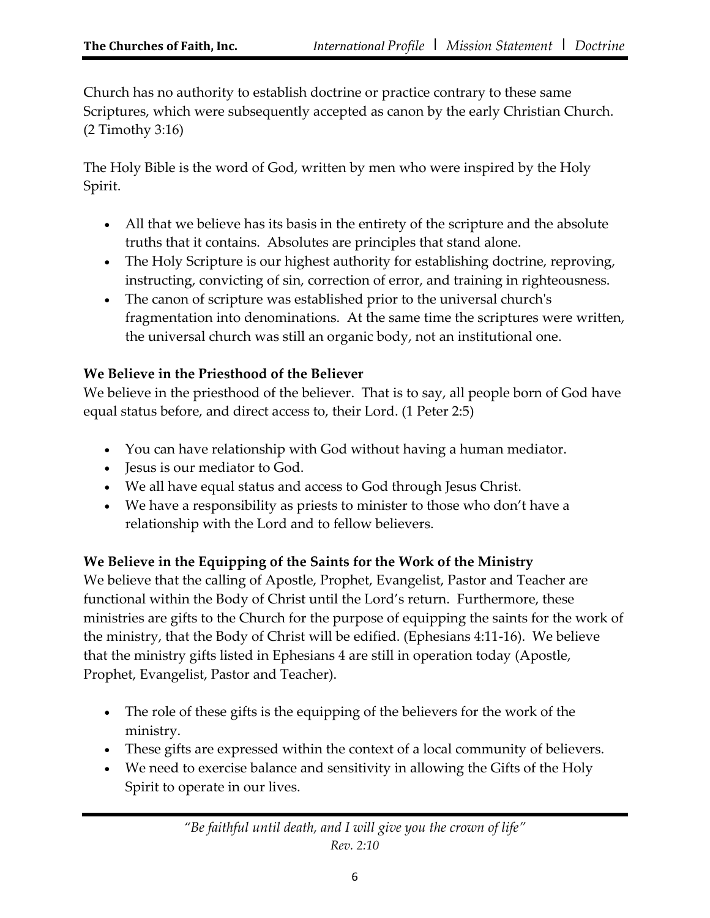Church has no authority to establish doctrine or practice contrary to these same Scriptures, which were subsequently accepted as canon by the early Christian Church. (2 Timothy 3:16)

The Holy Bible is the word of God, written by men who were inspired by the Holy Spirit.

- All that we believe has its basis in the entirety of the scripture and the absolute truths that it contains. Absolutes are principles that stand alone.
- The Holy Scripture is our highest authority for establishing doctrine, reproving, instructing, convicting of sin, correction of error, and training in righteousness.
- The canon of scripture was established prior to the universal church's fragmentation into denominations. At the same time the scriptures were written, the universal church was still an organic body, not an institutional one.

**We Believe in the Priesthood of the Believer**

We believe in the priesthood of the believer. That is to say, all people born of God have equal status before, and direct access to, their Lord. (1 Peter 2:5)

- You can have relationship with God without having a human mediator.
- Jesus is our mediator to God.
- We all have equal status and access to God through Jesus Christ.
- We have a responsibility as priests to minister to those who don't have a relationship with the Lord and to fellow believers.

**We Believe in the Equipping of the Saints for the Work of the Ministry**

We believe that the calling of Apostle, Prophet, Evangelist, Pastor and Teacher are functional within the Body of Christ until the Lord's return. Furthermore, these ministries are gifts to the Church for the purpose of equipping the saints for the work of the ministry, that the Body of Christ will be edified. (Ephesians 4:11-16). We believe that the ministry gifts listed in Ephesians 4 are still in operation today (Apostle, Prophet, Evangelist, Pastor and Teacher).

- The role of these gifts is the equipping of the believers for the work of the ministry.
- These gifts are expressed within the context of a local community of believers.
- We need to exercise balance and sensitivity in allowing the Gifts of the Holy Spirit to operate in our lives.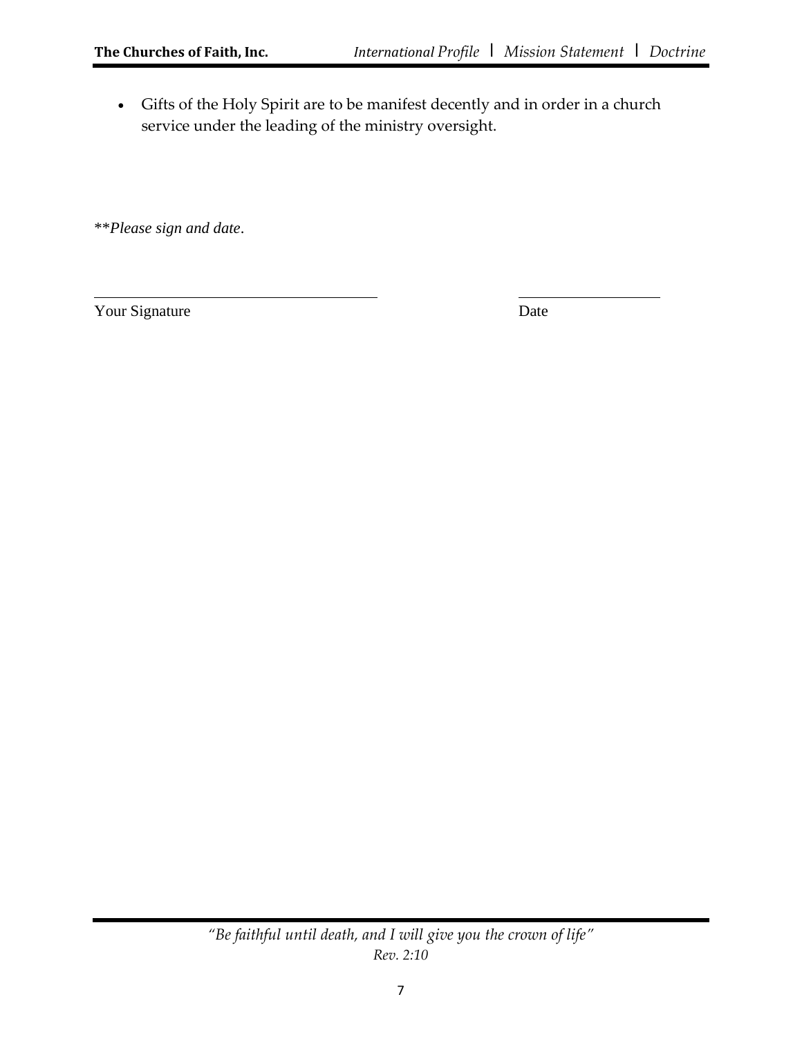- Gifts of the Holy Spirit are to be manifest decently and in order in a church service under the leading of the ministry oversight.

\*\**Please sign and date*.

\_\_\_\_\_\_\_\_\_\_\_\_\_\_\_\_\_\_\_\_\_\_\_\_\_\_\_\_\_\_\_\_\_\_\_\_\_\_\_\_ \_\_\_\_\_\_\_\_\_\_\_\_\_\_\_\_\_\_\_\_

Your Signature Date

*"Be faithful until death, and I will give you the crown of life"*
*Rev. 2:10*